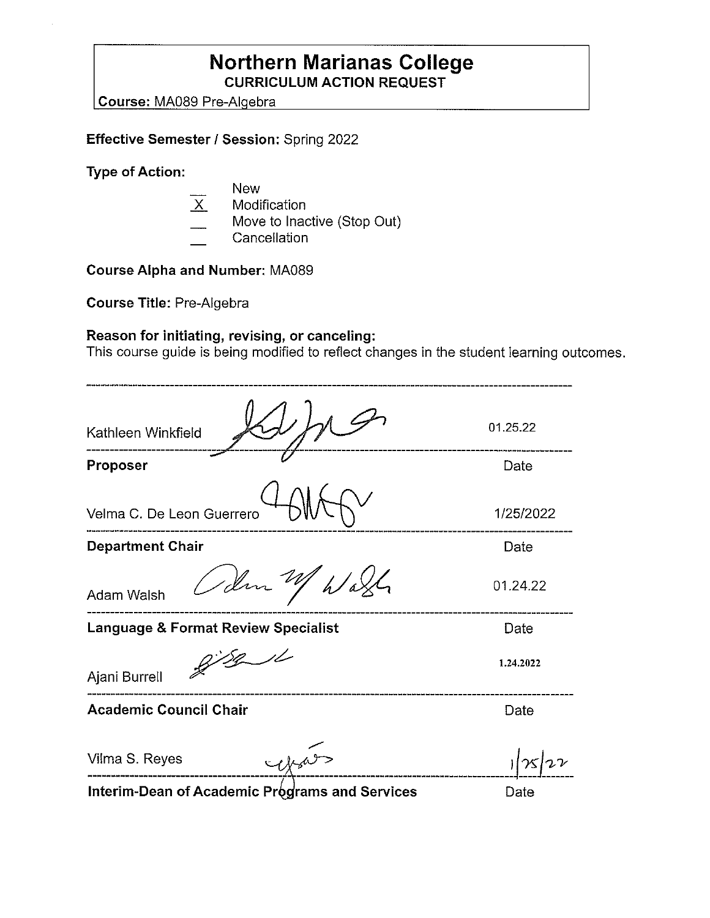# Northern Marianas College

## CURRICULUM ACTION REQUEST

**Course:** MA089 Pre-Algebra

**Effective Semester / Session:** Spring 2022

**Type of Action:**

- ___ New
- _X_ Modification
- ___ Move to Inactive (Stop Out)
- ___ Cancellation

**Course Alpha and Number:** MA089

**Course Title:** Pre-Algebra

**Reason for initiating, revising, or canceling:**
This course guide is being modified to reflect changes in the student learning outcomes.

---

Kathleen Winkfield — 01.25.22

**Proposer** — Date

Velma C. De Leon Guerrero — 1/25/2022

**Department Chair** — Date

Adam Walsh — 01.24.22

**Language & Format Review Specialist** — Date

Ajani Burrell — 1.24.2022

**Academic Council Chair** — Date

Vilma S. Reyes — 1/25/22

**Interim-Dean of Academic Programs and Services** — Date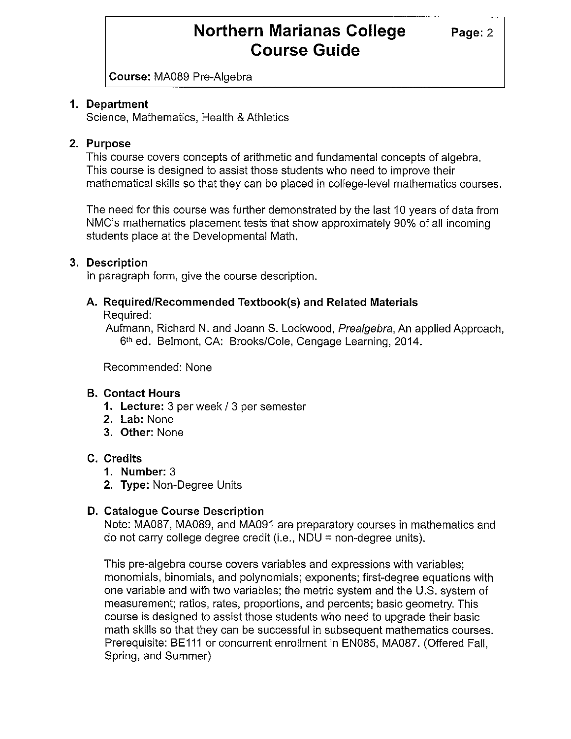# Northern Marianas College Course Guide

**Course:** MA089 Pre-Algebra

## 1. Department

Science, Mathematics, Health & Athletics

## 2. Purpose

This course covers concepts of arithmetic and fundamental concepts of algebra. This course is designed to assist those students who need to improve their mathematical skills so that they can be placed in college-level mathematics courses.

The need for this course was further demonstrated by the last 10 years of data from NMC's mathematics placement tests that show approximately 90% of all incoming students place at the Developmental Math.

## 3. Description

In paragraph form, give the course description.

### A. Required/Recommended Textbook(s) and Related Materials

Required:

Aufmann, Richard N. and Joann S. Lockwood, *Prealgebra*, An applied Approach, 6th ed. Belmont, CA: Brooks/Cole, Cengage Learning, 2014.

Recommended: None

### B. Contact Hours

1. **Lecture:** 3 per week / 3 per semester
2. **Lab:** None
3. **Other:** None

### C. Credits

1. **Number:** 3
2. **Type:** Non-Degree Units

### D. Catalogue Course Description

Note: MA087, MA089, and MA091 are preparatory courses in mathematics and do not carry college degree credit (i.e., NDU = non-degree units).

This pre-algebra course covers variables and expressions with variables; monomials, binomials, and polynomials; exponents; first-degree equations with one variable and with two variables; the metric system and the U.S. system of measurement; ratios, rates, proportions, and percents; basic geometry. This course is designed to assist those students who need to upgrade their basic math skills so that they can be successful in subsequent mathematics courses. Prerequisite: BE111 or concurrent enrollment in EN085, MA087. (Offered Fall, Spring, and Summer)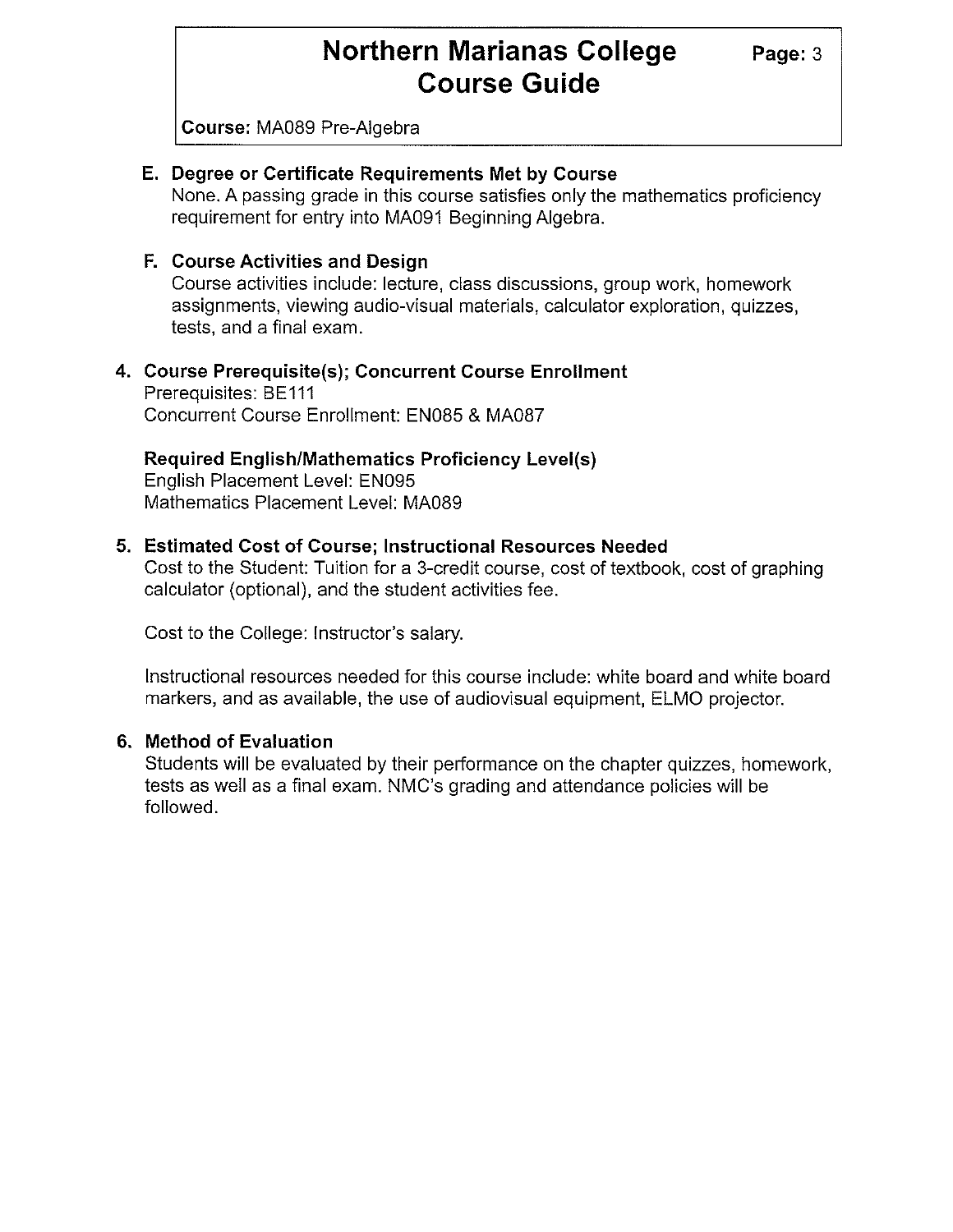### E. Degree or Certificate Requirements Met by Course

None. A passing grade in this course satisfies only the mathematics proficiency requirement for entry into MA091 Beginning Algebra.

### F. Course Activities and Design

Course activities include: lecture, class discussions, group work, homework assignments, viewing audio-visual materials, calculator exploration, quizzes, tests, and a final exam.

## 4. Course Prerequisite(s); Concurrent Course Enrollment

Prerequisites: BE111
Concurrent Course Enrollment: EN085 & MA087

**Required English/Mathematics Proficiency Level(s)**

English Placement Level: EN095
Mathematics Placement Level: MA089

## 5. Estimated Cost of Course; Instructional Resources Needed

Cost to the Student: Tuition for a 3-credit course, cost of textbook, cost of graphing calculator (optional), and the student activities fee.

Cost to the College: Instructor's salary.

Instructional resources needed for this course include: white board and white board markers, and as available, the use of audiovisual equipment, ELMO projector.

## 6. Method of Evaluation

Students will be evaluated by their performance on the chapter quizzes, homework, tests as well as a final exam. NMC's grading and attendance policies will be followed.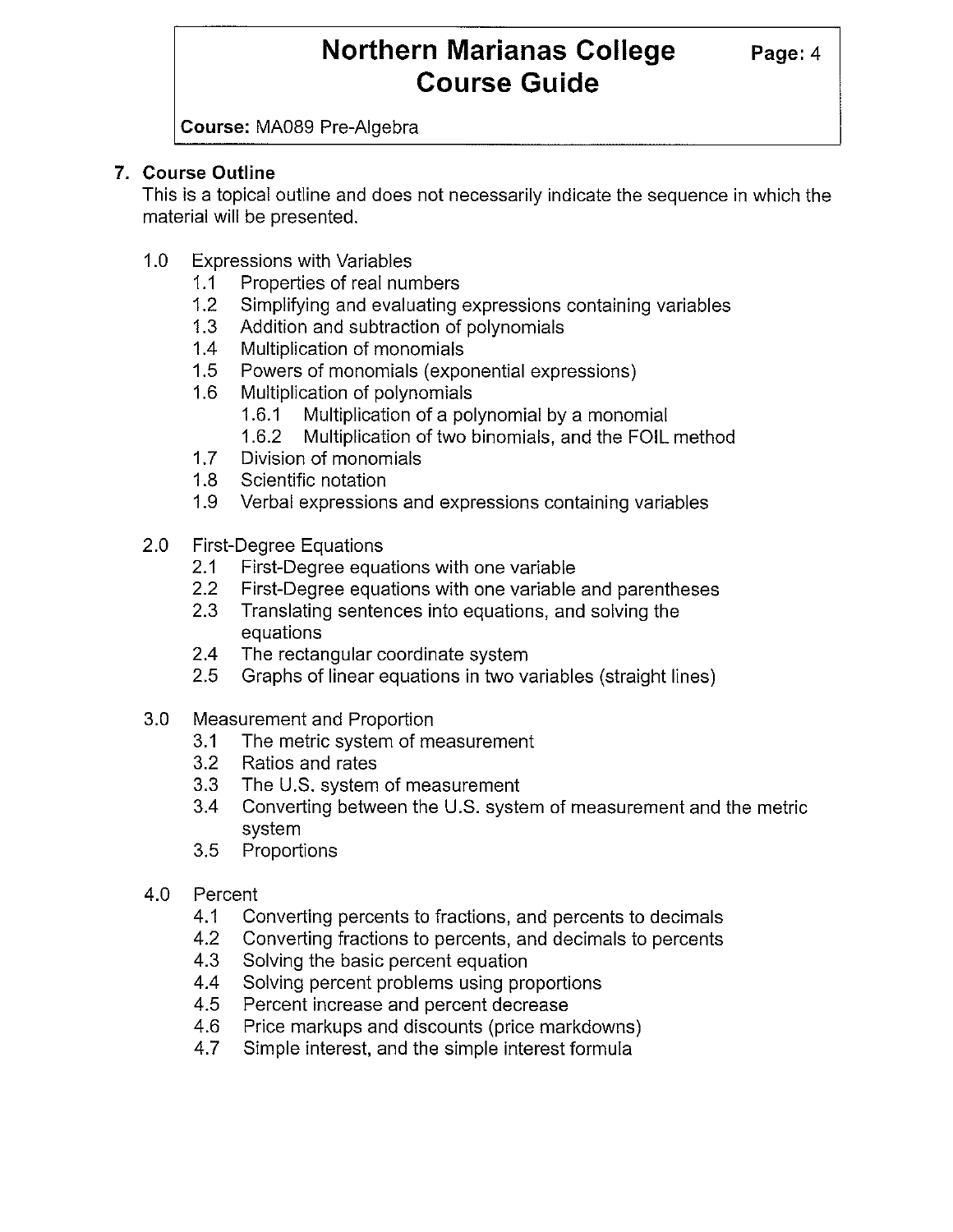## 7. Course Outline

This is a topical outline and does not necessarily indicate the sequence in which the material will be presented.

- 1.0 Expressions with Variables
  - 1.1 Properties of real numbers
  - 1.2 Simplifying and evaluating expressions containing variables
  - 1.3 Addition and subtraction of polynomials
  - 1.4 Multiplication of monomials
  - 1.5 Powers of monomials (exponential expressions)
  - 1.6 Multiplication of polynomials
    - 1.6.1 Multiplication of a polynomial by a monomial
    - 1.6.2 Multiplication of two binomials, and the FOIL method
  - 1.7 Division of monomials
  - 1.8 Scientific notation
  - 1.9 Verbal expressions and expressions containing variables

- 2.0 First-Degree Equations
  - 2.1 First-Degree equations with one variable
  - 2.2 First-Degree equations with one variable and parentheses
  - 2.3 Translating sentences into equations, and solving the equations
  - 2.4 The rectangular coordinate system
  - 2.5 Graphs of linear equations in two variables (straight lines)

- 3.0 Measurement and Proportion
  - 3.1 The metric system of measurement
  - 3.2 Ratios and rates
  - 3.3 The U.S. system of measurement
  - 3.4 Converting between the U.S. system of measurement and the metric system
  - 3.5 Proportions

- 4.0 Percent
  - 4.1 Converting percents to fractions, and percents to decimals
  - 4.2 Converting fractions to percents, and decimals to percents
  - 4.3 Solving the basic percent equation
  - 4.4 Solving percent problems using proportions
  - 4.5 Percent increase and percent decrease
  - 4.6 Price markups and discounts (price markdowns)
  - 4.7 Simple interest, and the simple interest formula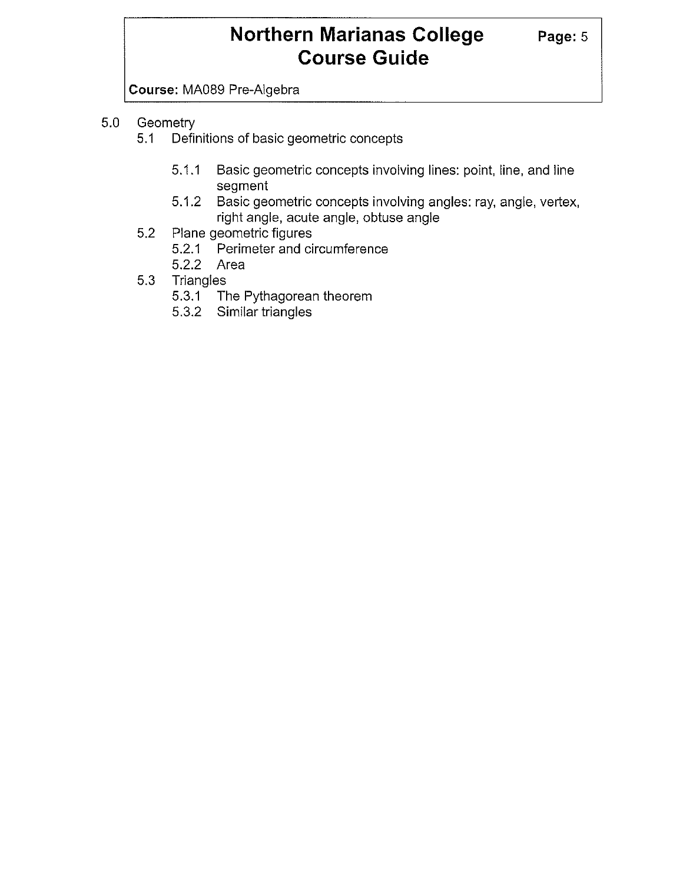5.0 Geometry
- 5.1 Definitions of basic geometric concepts
  - 5.1.1 Basic geometric concepts involving lines: point, line, and line segment
  - 5.1.2 Basic geometric concepts involving angles: ray, angle, vertex, right angle, acute angle, obtuse angle
- 5.2 Plane geometric figures
  - 5.2.1 Perimeter and circumference
  - 5.2.2 Area
- 5.3 Triangles
  - 5.3.1 The Pythagorean theorem
  - 5.3.2 Similar triangles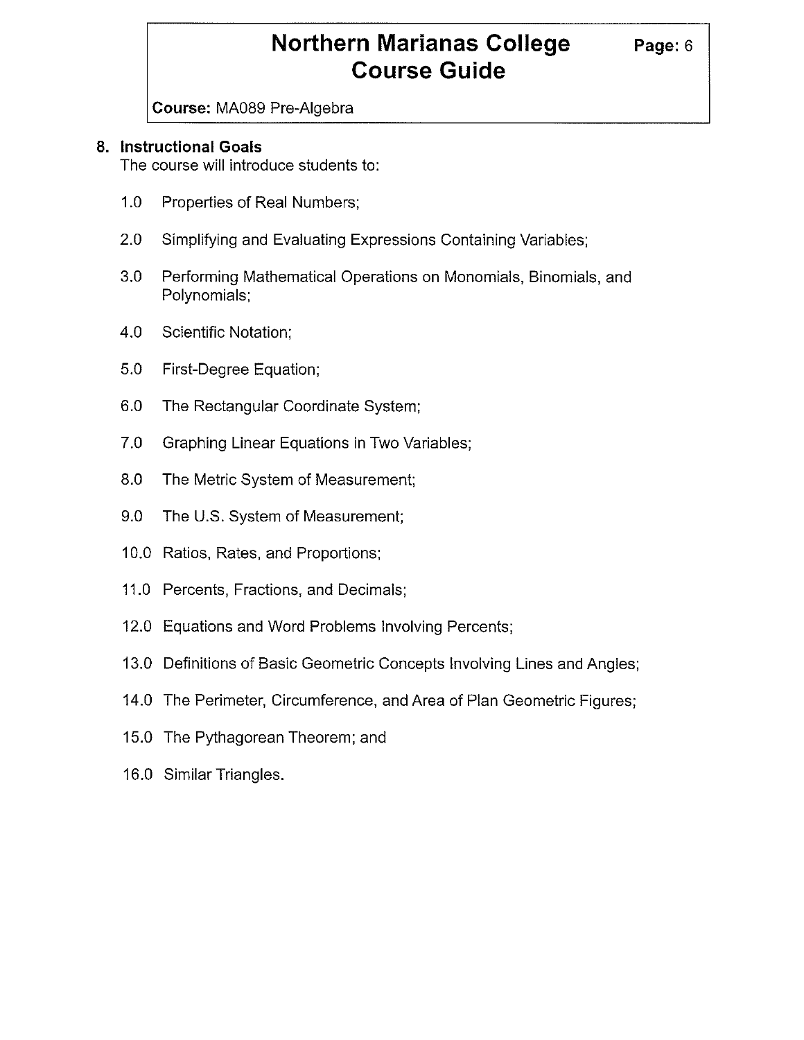## 8. Instructional Goals

The course will introduce students to:

1.0 Properties of Real Numbers;

2.0 Simplifying and Evaluating Expressions Containing Variables;

3.0 Performing Mathematical Operations on Monomials, Binomials, and Polynomials;

4.0 Scientific Notation;

5.0 First-Degree Equation;

6.0 The Rectangular Coordinate System;

7.0 Graphing Linear Equations in Two Variables;

8.0 The Metric System of Measurement;

9.0 The U.S. System of Measurement;

10.0 Ratios, Rates, and Proportions;

11.0 Percents, Fractions, and Decimals;

12.0 Equations and Word Problems Involving Percents;

13.0 Definitions of Basic Geometric Concepts Involving Lines and Angles;

14.0 The Perimeter, Circumference, and Area of Plan Geometric Figures;

15.0 The Pythagorean Theorem; and

16.0 Similar Triangles.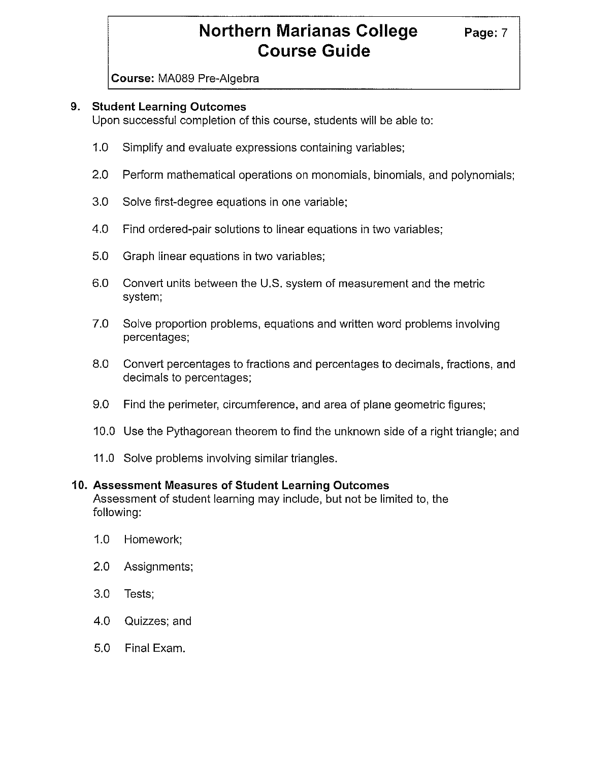## 9. Student Learning Outcomes

Upon successful completion of this course, students will be able to:

1.0 Simplify and evaluate expressions containing variables;

2.0 Perform mathematical operations on monomials, binomials, and polynomials;

3.0 Solve first-degree equations in one variable;

4.0 Find ordered-pair solutions to linear equations in two variables;

5.0 Graph linear equations in two variables;

6.0 Convert units between the U.S. system of measurement and the metric system;

7.0 Solve proportion problems, equations and written word problems involving percentages;

8.0 Convert percentages to fractions and percentages to decimals, fractions, and decimals to percentages;

9.0 Find the perimeter, circumference, and area of plane geometric figures;

10.0 Use the Pythagorean theorem to find the unknown side of a right triangle; and

11.0 Solve problems involving similar triangles.

## 10. Assessment Measures of Student Learning Outcomes

Assessment of student learning may include, but not be limited to, the following:

1.0 Homework;

2.0 Assignments;

3.0 Tests;

4.0 Quizzes; and

5.0 Final Exam.